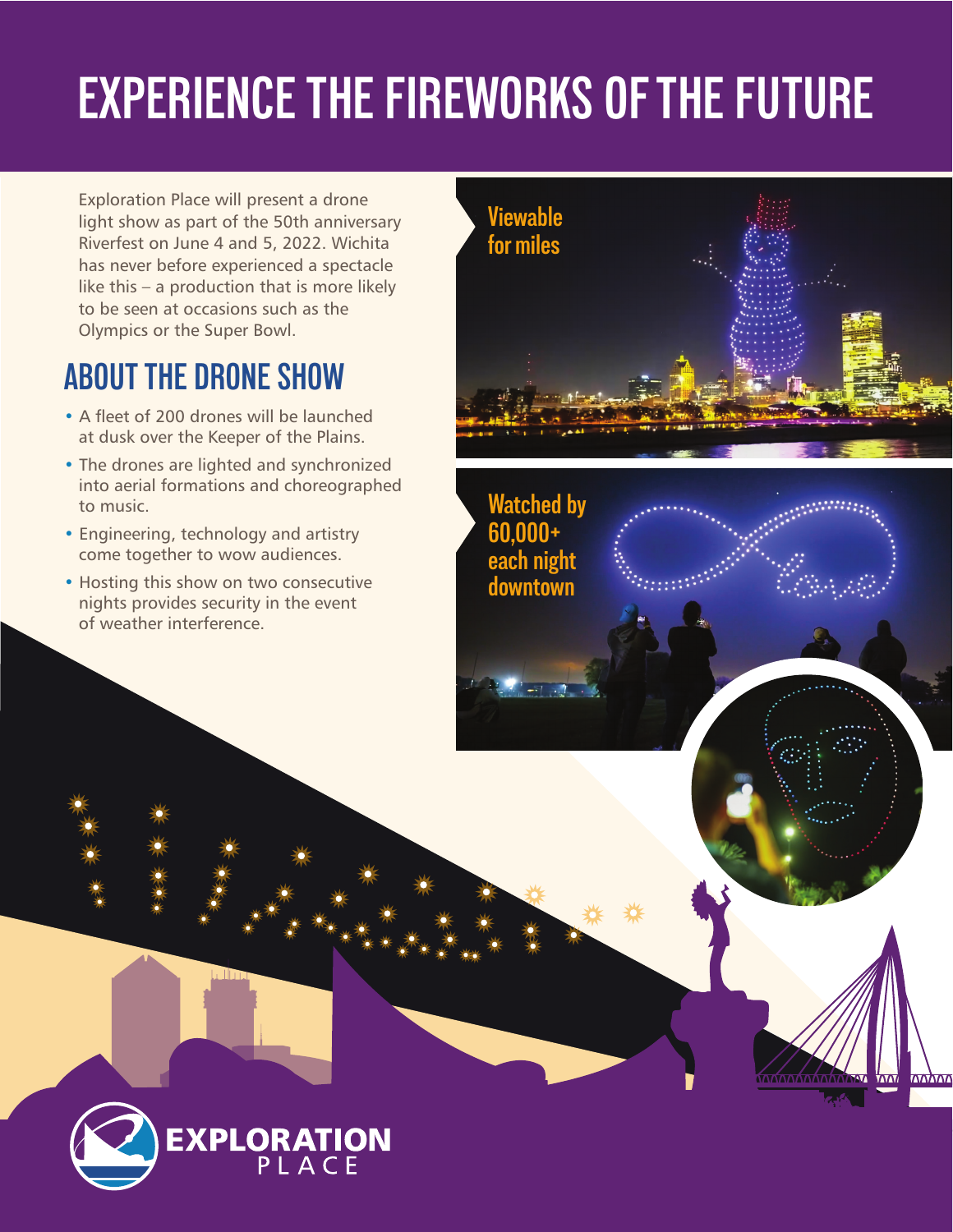# EXPERIENCE THE FIREWORKS OF THE FUTURE

Exploration Place will present a drone light show as part of the 50th anniversary Riverfest on June 4 and 5, 2022. Wichita has never before experienced a spectacle like this – a production that is more likely to be seen at occasions such as the Olympics or the Super Bowl.

## ABOUT THE DRONE SHOW

- A fleet of 200 drones will be launched at dusk over the Keeper of the Plains.
- The drones are lighted and synchronized into aerial formations and choreographed to music.
- Engineering, technology and artistry come together to wow audiences.
- Hosting this show on two consecutive nights provides security in the event of weather interference.

Viewable for miles

Watched by 60,000+ each night downtown

EXPLORATION PLACE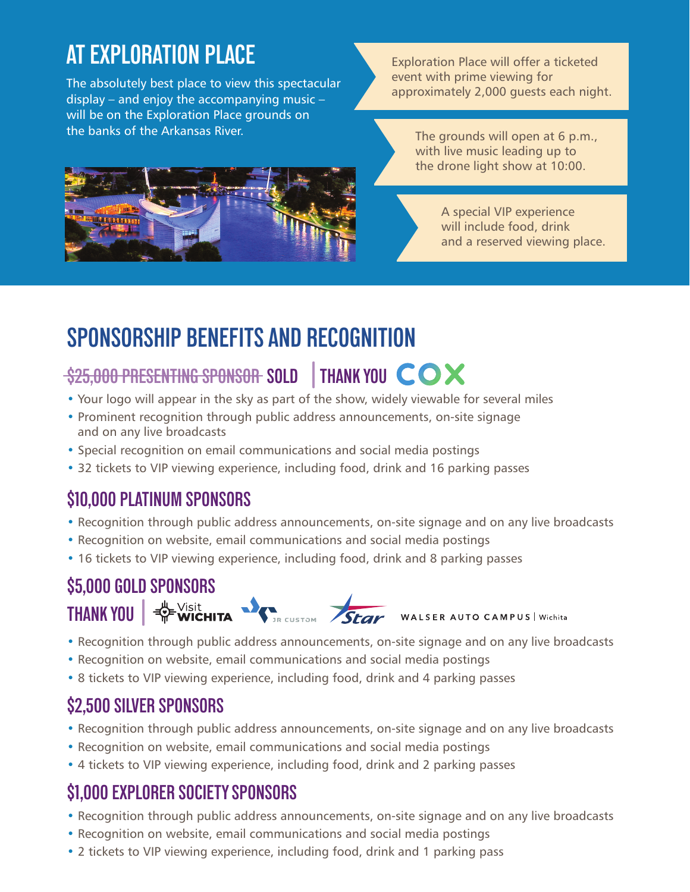# AT EXPLORATION PLACE

The absolutely best place to view this spectacular display – and enjoy the accompanying music – will be on the Exploration Place grounds on the banks of the Arkansas River.

Exploration Place will offer a ticketed event with prime viewing for approximately 2,000 guests each night.

The grounds will open at 6 p.m., with live music leading up to the drone light show at 10:00.

A special VIP experience will include food, drink and a reserved viewing place.

# SPONSORSHIP BENEFITS AND RECOGNITION

## ~~$25,000 PRESENTING SPONSOR~~ SOLD | THANK YOU COX

- Your logo will appear in the sky as part of the show, widely viewable for several miles
- Prominent recognition through public address announcements, on-site signage and on any live broadcasts
- Special recognition on email communications and social media postings
- 32 tickets to VIP viewing experience, including food, drink and 16 parking passes

## $10,000 PLATINUM SPONSORS

- Recognition through public address announcements, on-site signage and on any live broadcasts
- Recognition on website, email communications and social media postings
- 16 tickets to VIP viewing experience, including food, drink and 8 parking passes

## $5,000 GOLD SPONSORS

THANK YOU | Visit Wichita | JR Custom | Star | WALSER AUTO CAMPUS | Wichita

- Recognition through public address announcements, on-site signage and on any live broadcasts
- Recognition on website, email communications and social media postings
- 8 tickets to VIP viewing experience, including food, drink and 4 parking passes

## $2,500 SILVER SPONSORS

- Recognition through public address announcements, on-site signage and on any live broadcasts
- Recognition on website, email communications and social media postings
- 4 tickets to VIP viewing experience, including food, drink and 2 parking passes

## $1,000 EXPLORER SOCIETY SPONSORS

- Recognition through public address announcements, on-site signage and on any live broadcasts
- Recognition on website, email communications and social media postings
- 2 tickets to VIP viewing experience, including food, drink and 1 parking pass